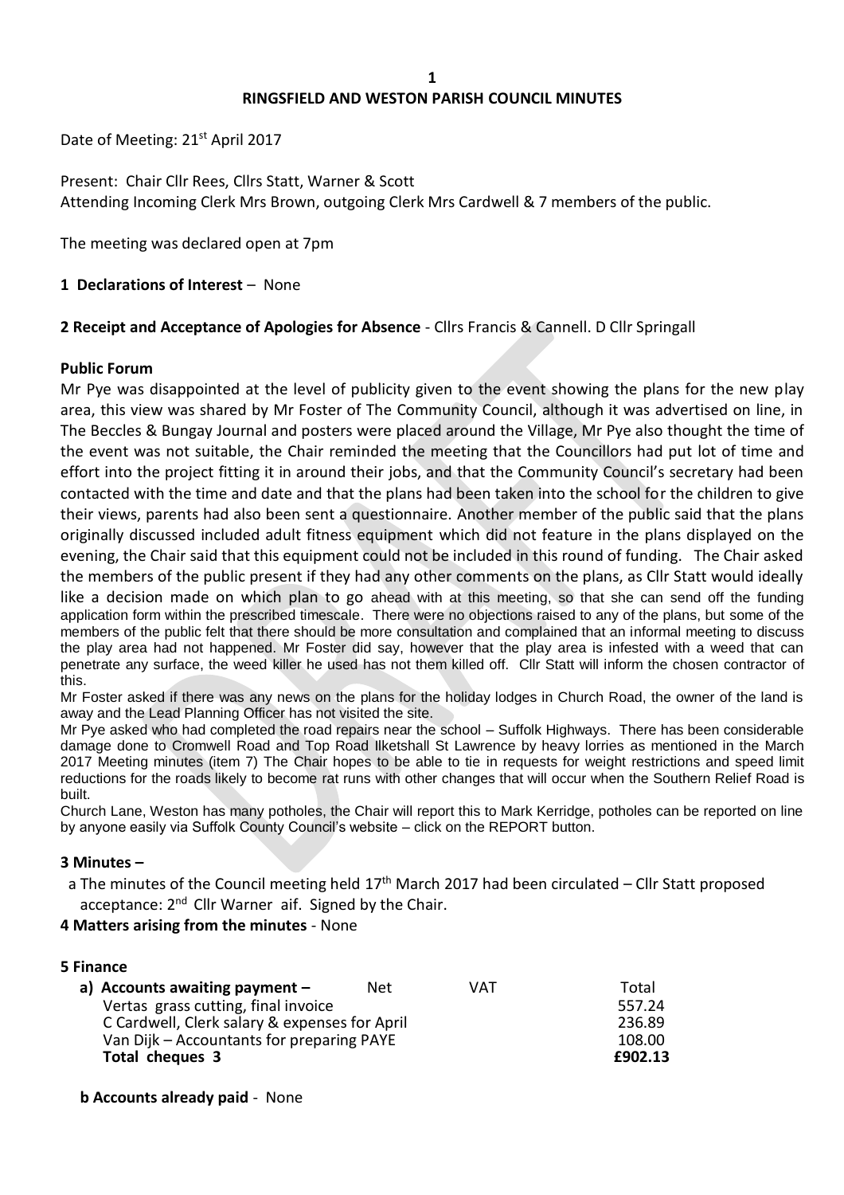# RINGSFIELD AND WESTON PARISH COUNCIL MINUTES

Date of Meeting: 21st April 2017

Present: Chair Cllr Rees, Cllrs Statt, Warner & Scott
Attending Incoming Clerk Mrs Brown, outgoing Clerk Mrs Cardwell & 7 members of the public.

The meeting was declared open at 7pm

**1 Declarations of Interest** – None

**2 Receipt and Acceptance of Apologies for Absence** - Cllrs Francis & Cannell. D Cllr Springall

**Public Forum**

Mr Pye was disappointed at the level of publicity given to the event showing the plans for the new play area, this view was shared by Mr Foster of The Community Council, although it was advertised on line, in The Beccles & Bungay Journal and posters were placed around the Village, Mr Pye also thought the time of the event was not suitable, the Chair reminded the meeting that the Councillors had put lot of time and effort into the project fitting it in around their jobs, and that the Community Council's secretary had been contacted with the time and date and that the plans had been taken into the school for the children to give their views, parents had also been sent a questionnaire. Another member of the public said that the plans originally discussed included adult fitness equipment which did not feature in the plans displayed on the evening, the Chair said that this equipment could not be included in this round of funding. The Chair asked the members of the public present if they had any other comments on the plans, as Cllr Statt would ideally like a decision made on which plan to go ahead with at this meeting, so that she can send off the funding application form within the prescribed timescale. There were no objections raised to any of the plans, but some of the members of the public felt that there should be more consultation and complained that an informal meeting to discuss the play area had not happened. Mr Foster did say, however that the play area is infested with a weed that can penetrate any surface, the weed killer he used has not them killed off. Cllr Statt will inform the chosen contractor of this.

Mr Foster asked if there was any news on the plans for the holiday lodges in Church Road, the owner of the land is away and the Lead Planning Officer has not visited the site.

Mr Pye asked who had completed the road repairs near the school – Suffolk Highways. There has been considerable damage done to Cromwell Road and Top Road Ilketshall St Lawrence by heavy lorries as mentioned in the March 2017 Meeting minutes (item 7) The Chair hopes to be able to tie in requests for weight restrictions and speed limit reductions for the roads likely to become rat runs with other changes that will occur when the Southern Relief Road is built.

Church Lane, Weston has many potholes, the Chair will report this to Mark Kerridge, potholes can be reported on line by anyone easily via Suffolk County Council's website – click on the REPORT button.

**3 Minutes –**

a The minutes of the Council meeting held 17th March 2017 had been circulated – Cllr Statt proposed acceptance: 2nd Cllr Warner aif. Signed by the Chair.

**4 Matters arising from the minutes** - None

**5 Finance**

| **a) Accounts awaiting payment –** | Net | VAT | Total |
|---|---|---|---|
| Vertas grass cutting, final invoice | | | 557.24 |
| C Cardwell, Clerk salary & expenses for April | | | 236.89 |
| Van Dijk – Accountants for preparing PAYE | | | 108.00 |
| **Total cheques 3** | | | **£902.13** |

**b Accounts already paid** - None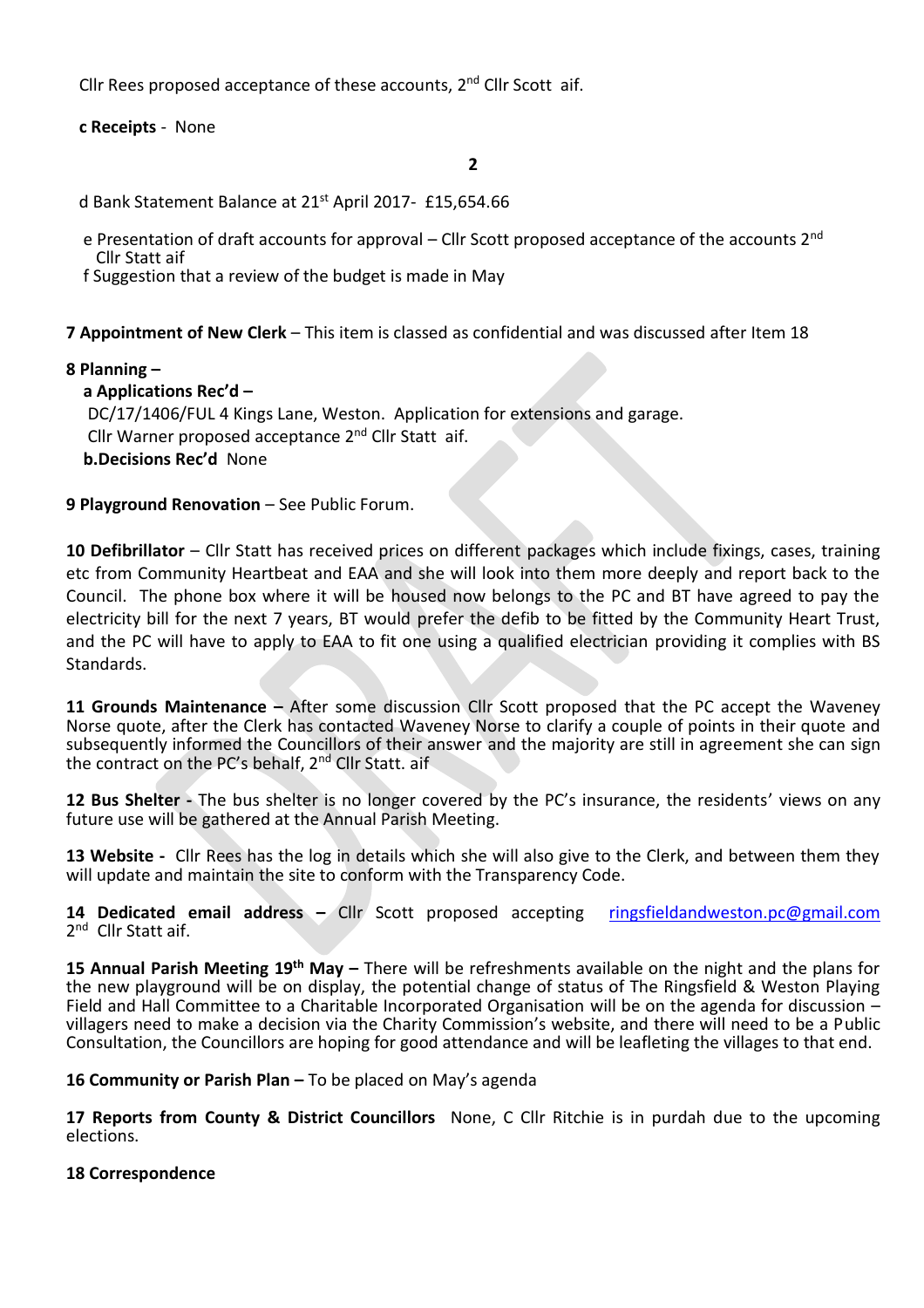Cllr Rees proposed acceptance of these accounts, 2nd Cllr Scott aif.

**c Receipts** - None

d Bank Statement Balance at 21st April 2017- £15,654.66

e Presentation of draft accounts for approval – Cllr Scott proposed acceptance of the accounts 2nd Cllr Statt aif

f Suggestion that a review of the budget is made in May

**7 Appointment of New Clerk** – This item is classed as confidential and was discussed after Item 18

**8 Planning –**

**a Applications Rec'd –**

DC/17/1406/FUL 4 Kings Lane, Weston. Application for extensions and garage.
Cllr Warner proposed acceptance 2nd Cllr Statt aif.

**b.Decisions Rec'd** None

**9 Playground Renovation** – See Public Forum.

**10 Defibrillator** – Cllr Statt has received prices on different packages which include fixings, cases, training etc from Community Heartbeat and EAA and she will look into them more deeply and report back to the Council. The phone box where it will be housed now belongs to the PC and BT have agreed to pay the electricity bill for the next 7 years, BT would prefer the defib to be fitted by the Community Heart Trust, and the PC will have to apply to EAA to fit one using a qualified electrician providing it complies with BS Standards.

**11 Grounds Maintenance –** After some discussion Cllr Scott proposed that the PC accept the Waveney Norse quote, after the Clerk has contacted Waveney Norse to clarify a couple of points in their quote and subsequently informed the Councillors of their answer and the majority are still in agreement she can sign the contract on the PC's behalf, 2nd Cllr Statt. aif

**12 Bus Shelter -** The bus shelter is no longer covered by the PC's insurance, the residents' views on any future use will be gathered at the Annual Parish Meeting.

**13 Website -** Cllr Rees has the log in details which she will also give to the Clerk, and between them they will update and maintain the site to conform with the Transparency Code.

**14 Dedicated email address –** Cllr Scott proposed accepting ringsfieldandweston.pc@gmail.com 2nd Cllr Statt aif.

**15 Annual Parish Meeting 19th May –** There will be refreshments available on the night and the plans for the new playground will be on display, the potential change of status of The Ringsfield & Weston Playing Field and Hall Committee to a Charitable Incorporated Organisation will be on the agenda for discussion – villagers need to make a decision via the Charity Commission's website, and there will need to be a Public Consultation, the Councillors are hoping for good attendance and will be leafleting the villages to that end.

**16 Community or Parish Plan –** To be placed on May's agenda

**17 Reports from County & District Councillors** None, C Cllr Ritchie is in purdah due to the upcoming elections.

**18 Correspondence**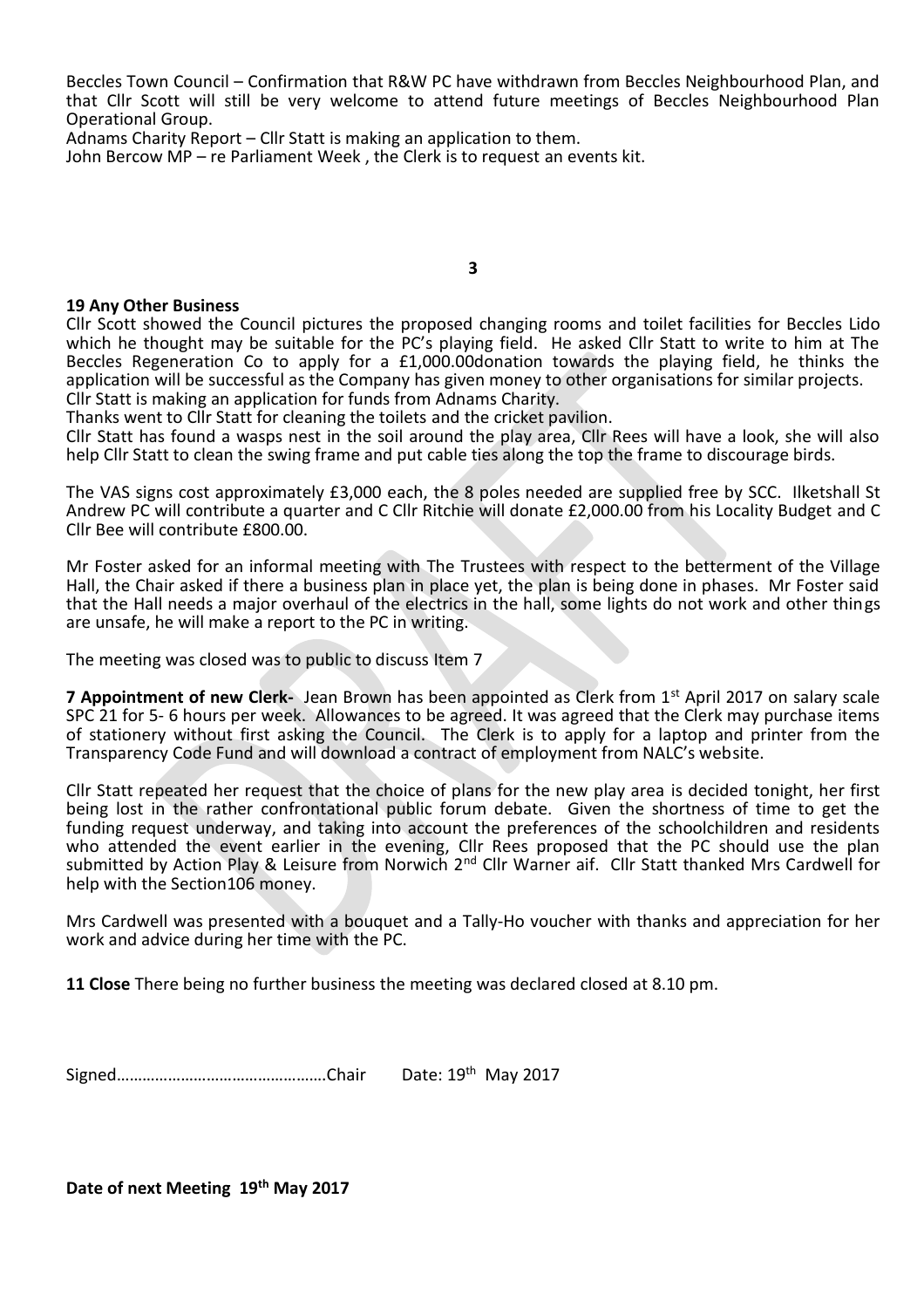Beccles Town Council – Confirmation that R&W PC have withdrawn from Beccles Neighbourhood Plan, and that Cllr Scott will still be very welcome to attend future meetings of Beccles Neighbourhood Plan Operational Group.
Adnams Charity Report – Cllr Statt is making an application to them.
John Bercow MP – re Parliament Week , the Clerk is to request an events kit.

**19 Any Other Business**
Cllr Scott showed the Council pictures the proposed changing rooms and toilet facilities for Beccles Lido which he thought may be suitable for the PC's playing field. He asked Cllr Statt to write to him at The Beccles Regeneration Co to apply for a £1,000.00donation towards the playing field, he thinks the application will be successful as the Company has given money to other organisations for similar projects.
Cllr Statt is making an application for funds from Adnams Charity.
Thanks went to Cllr Statt for cleaning the toilets and the cricket pavilion.
Cllr Statt has found a wasps nest in the soil around the play area, Cllr Rees will have a look, she will also help Cllr Statt to clean the swing frame and put cable ties along the top the frame to discourage birds.

The VAS signs cost approximately £3,000 each, the 8 poles needed are supplied free by SCC. Ilketshall St Andrew PC will contribute a quarter and C Cllr Ritchie will donate £2,000.00 from his Locality Budget and C Cllr Bee will contribute £800.00.

Mr Foster asked for an informal meeting with The Trustees with respect to the betterment of the Village Hall, the Chair asked if there a business plan in place yet, the plan is being done in phases. Mr Foster said that the Hall needs a major overhaul of the electrics in the hall, some lights do not work and other things are unsafe, he will make a report to the PC in writing.

The meeting was closed was to public to discuss Item 7

**7 Appointment of new Clerk-** Jean Brown has been appointed as Clerk from 1st April 2017 on salary scale SPC 21 for 5- 6 hours per week. Allowances to be agreed. It was agreed that the Clerk may purchase items of stationery without first asking the Council. The Clerk is to apply for a laptop and printer from the Transparency Code Fund and will download a contract of employment from NALC's website.

Cllr Statt repeated her request that the choice of plans for the new play area is decided tonight, her first being lost in the rather confrontational public forum debate. Given the shortness of time to get the funding request underway, and taking into account the preferences of the schoolchildren and residents who attended the event earlier in the evening, Cllr Rees proposed that the PC should use the plan submitted by Action Play & Leisure from Norwich 2nd Cllr Warner aif. Cllr Statt thanked Mrs Cardwell for help with the Section106 money.

Mrs Cardwell was presented with a bouquet and a Tally-Ho voucher with thanks and appreciation for her work and advice during her time with the PC.

**11 Close** There being no further business the meeting was declared closed at 8.10 pm.

Signed……………………………………….Chair Date: 19th May 2017

**Date of next Meeting 19th May 2017**